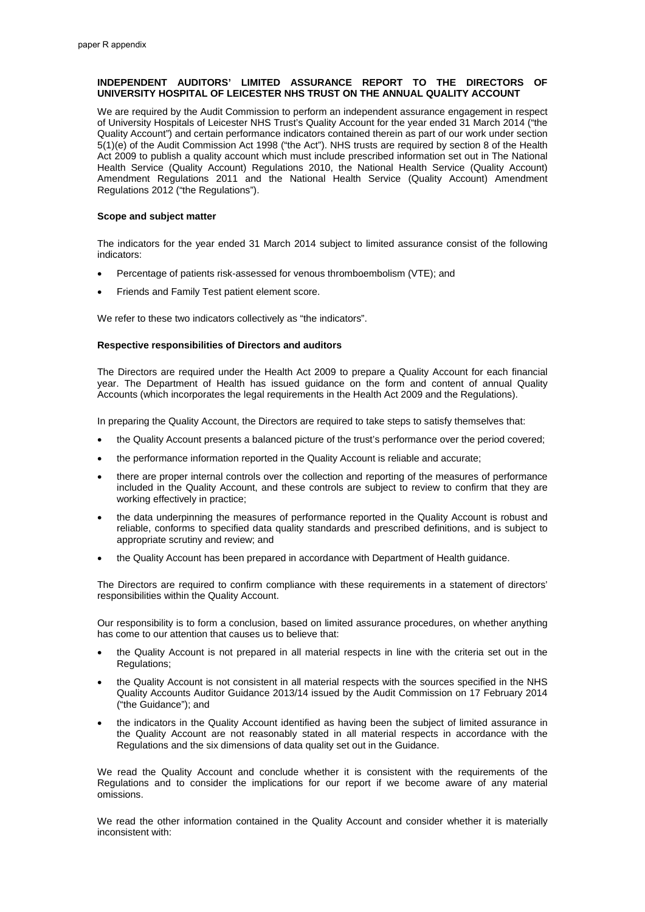paper R appendix

**INDEPENDENT AUDITORS' LIMITED ASSURANCE REPORT TO THE DIRECTORS OF UNIVERSITY HOSPITAL OF LEICESTER NHS TRUST ON THE ANNUAL QUALITY ACCOUNT**

We are required by the Audit Commission to perform an independent assurance engagement in respect of University Hospitals of Leicester NHS Trust's Quality Account for the year ended 31 March 2014 ("the Quality Account") and certain performance indicators contained therein as part of our work under section 5(1)(e) of the Audit Commission Act 1998 ("the Act"). NHS trusts are required by section 8 of the Health Act 2009 to publish a quality account which must include prescribed information set out in The National Health Service (Quality Account) Regulations 2010, the National Health Service (Quality Account) Amendment Regulations 2011 and the National Health Service (Quality Account) Amendment Regulations 2012 ("the Regulations").

**Scope and subject matter**

The indicators for the year ended 31 March 2014 subject to limited assurance consist of the following indicators:

- Percentage of patients risk-assessed for venous thromboembolism (VTE); and
- Friends and Family Test patient element score.

We refer to these two indicators collectively as "the indicators".

**Respective responsibilities of Directors and auditors**

The Directors are required under the Health Act 2009 to prepare a Quality Account for each financial year. The Department of Health has issued guidance on the form and content of annual Quality Accounts (which incorporates the legal requirements in the Health Act 2009 and the Regulations).

In preparing the Quality Account, the Directors are required to take steps to satisfy themselves that:

- the Quality Account presents a balanced picture of the trust's performance over the period covered;
- the performance information reported in the Quality Account is reliable and accurate;
- there are proper internal controls over the collection and reporting of the measures of performance included in the Quality Account, and these controls are subject to review to confirm that they are working effectively in practice;
- the data underpinning the measures of performance reported in the Quality Account is robust and reliable, conforms to specified data quality standards and prescribed definitions, and is subject to appropriate scrutiny and review; and
- the Quality Account has been prepared in accordance with Department of Health guidance.

The Directors are required to confirm compliance with these requirements in a statement of directors' responsibilities within the Quality Account.

Our responsibility is to form a conclusion, based on limited assurance procedures, on whether anything has come to our attention that causes us to believe that:

- the Quality Account is not prepared in all material respects in line with the criteria set out in the Regulations;
- the Quality Account is not consistent in all material respects with the sources specified in the NHS Quality Accounts Auditor Guidance 2013/14 issued by the Audit Commission on 17 February 2014 ("the Guidance"); and
- the indicators in the Quality Account identified as having been the subject of limited assurance in the Quality Account are not reasonably stated in all material respects in accordance with the Regulations and the six dimensions of data quality set out in the Guidance.

We read the Quality Account and conclude whether it is consistent with the requirements of the Regulations and to consider the implications for our report if we become aware of any material omissions.

We read the other information contained in the Quality Account and consider whether it is materially inconsistent with: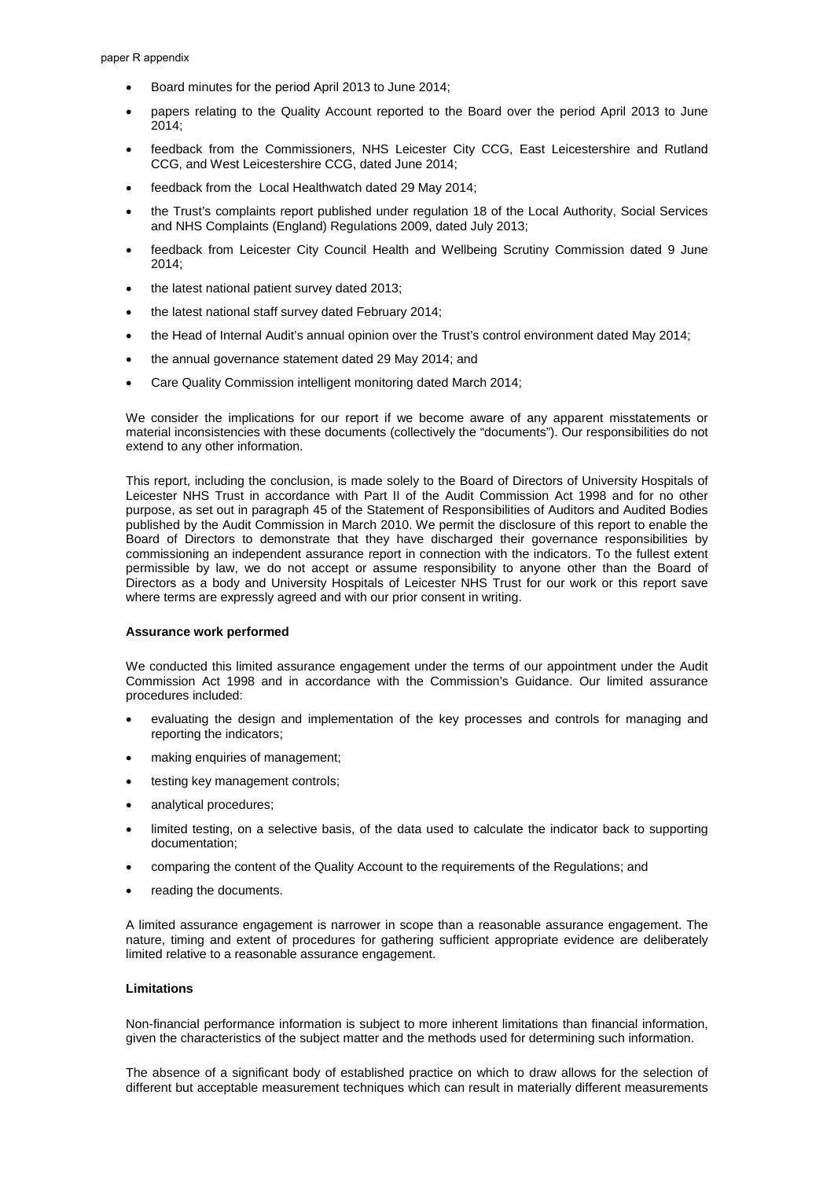- Board minutes for the period April 2013 to June 2014;
- papers relating to the Quality Account reported to the Board over the period April 2013 to June 2014;
- feedback from the Commissioners, NHS Leicester City CCG, East Leicestershire and Rutland CCG, and West Leicestershire CCG, dated June 2014;
- feedback from the Local Healthwatch dated 29 May 2014;
- the Trust's complaints report published under regulation 18 of the Local Authority, Social Services and NHS Complaints (England) Regulations 2009, dated July 2013;
- feedback from Leicester City Council Health and Wellbeing Scrutiny Commission dated 9 June 2014;
- the latest national patient survey dated 2013;
- the latest national staff survey dated February 2014;
- the Head of Internal Audit's annual opinion over the Trust's control environment dated May 2014;
- the annual governance statement dated 29 May 2014; and
- Care Quality Commission intelligent monitoring dated March 2014;

We consider the implications for our report if we become aware of any apparent misstatements or material inconsistencies with these documents (collectively the "documents"). Our responsibilities do not extend to any other information.

This report, including the conclusion, is made solely to the Board of Directors of University Hospitals of Leicester NHS Trust in accordance with Part II of the Audit Commission Act 1998 and for no other purpose, as set out in paragraph 45 of the Statement of Responsibilities of Auditors and Audited Bodies published by the Audit Commission in March 2010. We permit the disclosure of this report to enable the Board of Directors to demonstrate that they have discharged their governance responsibilities by commissioning an independent assurance report in connection with the indicators. To the fullest extent permissible by law, we do not accept or assume responsibility to anyone other than the Board of Directors as a body and University Hospitals of Leicester NHS Trust for our work or this report save where terms are expressly agreed and with our prior consent in writing.

**Assurance work performed**

We conducted this limited assurance engagement under the terms of our appointment under the Audit Commission Act 1998 and in accordance with the Commission's Guidance. Our limited assurance procedures included:

- evaluating the design and implementation of the key processes and controls for managing and reporting the indicators;
- making enquiries of management;
- testing key management controls;
- analytical procedures;
- limited testing, on a selective basis, of the data used to calculate the indicator back to supporting documentation;
- comparing the content of the Quality Account to the requirements of the Regulations; and
- reading the documents.

A limited assurance engagement is narrower in scope than a reasonable assurance engagement. The nature, timing and extent of procedures for gathering sufficient appropriate evidence are deliberately limited relative to a reasonable assurance engagement.

**Limitations**

Non-financial performance information is subject to more inherent limitations than financial information, given the characteristics of the subject matter and the methods used for determining such information.

The absence of a significant body of established practice on which to draw allows for the selection of different but acceptable measurement techniques which can result in materially different measurements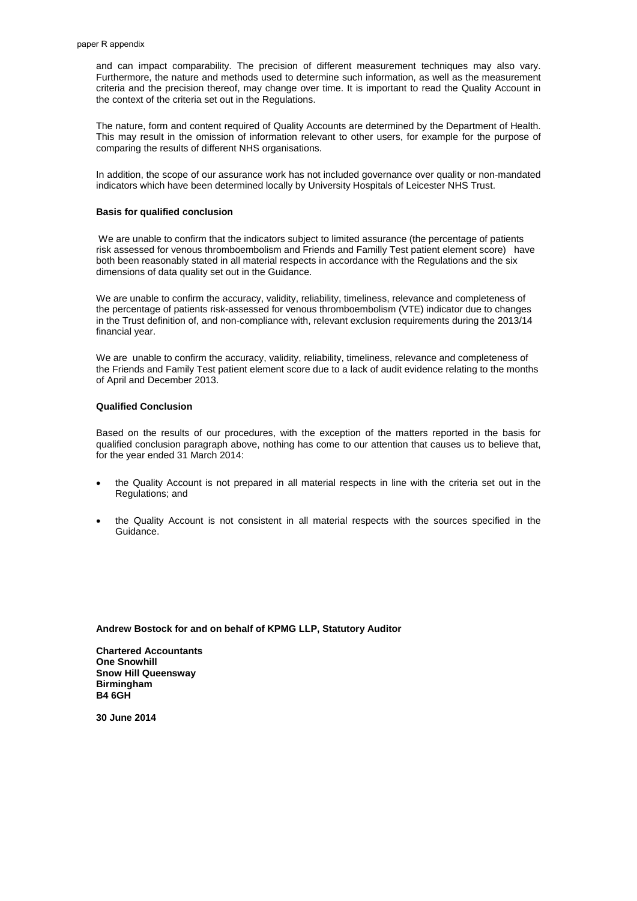and can impact comparability. The precision of different measurement techniques may also vary. Furthermore, the nature and methods used to determine such information, as well as the measurement criteria and the precision thereof, may change over time. It is important to read the Quality Account in the context of the criteria set out in the Regulations.

The nature, form and content required of Quality Accounts are determined by the Department of Health. This may result in the omission of information relevant to other users, for example for the purpose of comparing the results of different NHS organisations.

In addition, the scope of our assurance work has not included governance over quality or non-mandated indicators which have been determined locally by University Hospitals of Leicester NHS Trust.

**Basis for qualified conclusion**

We are unable to confirm that the indicators subject to limited assurance (the percentage of patients risk assessed for venous thromboembolism and Friends and Familly Test patient element score) have both been reasonably stated in all material respects in accordance with the Regulations and the six dimensions of data quality set out in the Guidance.

We are unable to confirm the accuracy, validity, reliability, timeliness, relevance and completeness of the percentage of patients risk-assessed for venous thromboembolism (VTE) indicator due to changes in the Trust definition of, and non-compliance with, relevant exclusion requirements during the 2013/14 financial year.

We are unable to confirm the accuracy, validity, reliability, timeliness, relevance and completeness of the Friends and Family Test patient element score due to a lack of audit evidence relating to the months of April and December 2013.

**Qualified Conclusion**

Based on the results of our procedures, with the exception of the matters reported in the basis for qualified conclusion paragraph above, nothing has come to our attention that causes us to believe that, for the year ended 31 March 2014:

- the Quality Account is not prepared in all material respects in line with the criteria set out in the Regulations; and
- the Quality Account is not consistent in all material respects with the sources specified in the Guidance.

**Andrew Bostock for and on behalf of KPMG LLP, Statutory Auditor**

**Chartered Accountants**
**One Snowhill**
**Snow Hill Queensway**
**Birmingham**
**B4 6GH**

**30 June 2014**